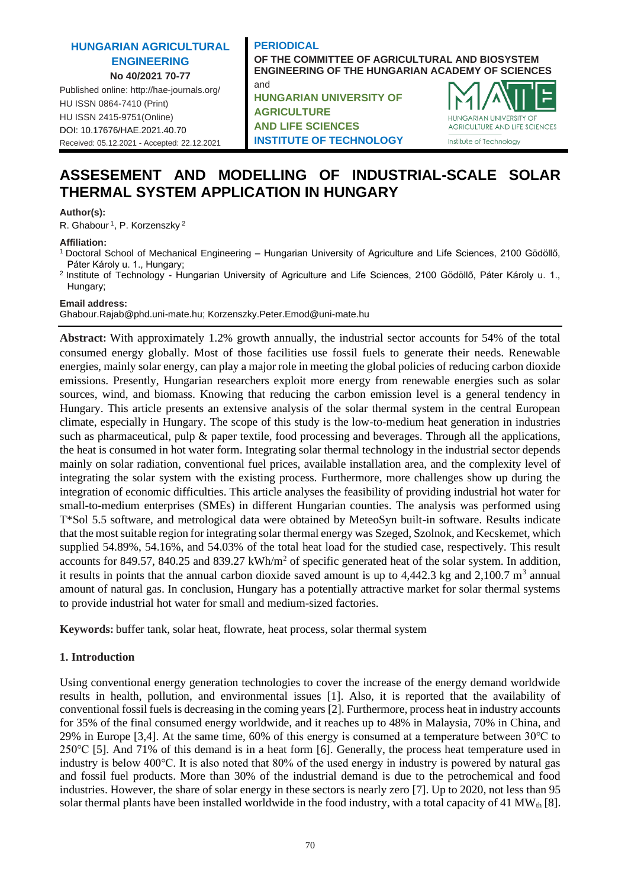HUNGARIAN AGRICULTURAL ENGINEERING

No 40/2021 70-77

Published online: http://hae-journals.org/
HU ISSN 0864-7410 (Print)
HU ISSN 2415-9751(Online)
DOI: 10.17676/HAE.2021.40.70
Received: 05.12.2021 - Accepted: 22.12.2021

PERIODICAL
OF THE COMMITTEE OF AGRICULTURAL AND BIOSYSTEM ENGINEERING OF THE HUNGARIAN ACADEMY OF SCIENCES
and
HUNGARIAN UNIVERSITY OF AGRICULTURE AND LIFE SCIENCES
INSTITUTE OF TECHNOLOGY

# ASSESEMENT AND MODELLING OF INDUSTRIAL-SCALE SOLAR THERMAL SYSTEM APPLICATION IN HUNGARY

**Author(s):**
R. Ghabour [1], P. Korzenszky [2]

**Affiliation:**
[1] Doctoral School of Mechanical Engineering – Hungarian University of Agriculture and Life Sciences, 2100 Gödöllő, Páter Károly u. 1., Hungary;
[2] Institute of Technology - Hungarian University of Agriculture and Life Sciences, 2100 Gödöllő, Páter Károly u. 1., Hungary;

**Email address:**
Ghabour.Rajab@phd.uni-mate.hu; Korzenszky.Peter.Emod@uni-mate.hu

**Abstract:** With approximately 1.2% growth annually, the industrial sector accounts for 54% of the total consumed energy globally. Most of those facilities use fossil fuels to generate their needs. Renewable energies, mainly solar energy, can play a major role in meeting the global policies of reducing carbon dioxide emissions. Presently, Hungarian researchers exploit more energy from renewable energies such as solar sources, wind, and biomass. Knowing that reducing the carbon emission level is a general tendency in Hungary. This article presents an extensive analysis of the solar thermal system in the central European climate, especially in Hungary. The scope of this study is the low-to-medium heat generation in industries such as pharmaceutical, pulp & paper textile, food processing and beverages. Through all the applications, the heat is consumed in hot water form. Integrating solar thermal technology in the industrial sector depends mainly on solar radiation, conventional fuel prices, available installation area, and the complexity level of integrating the solar system with the existing process. Furthermore, more challenges show up during the integration of economic difficulties. This article analyses the feasibility of providing industrial hot water for small-to-medium enterprises (SMEs) in different Hungarian counties. The analysis was performed using T*Sol 5.5 software, and metrological data were obtained by MeteoSyn built-in software. Results indicate that the most suitable region for integrating solar thermal energy was Szeged, Szolnok, and Kecskemet, which supplied 54.89%, 54.16%, and 54.03% of the total heat load for the studied case, respectively. This result accounts for 849.57, 840.25 and 839.27 kWh/m$^2$ of specific generated heat of the solar system. In addition, it results in points that the annual carbon dioxide saved amount is up to 4,442.3 kg and 2,100.7 m$^3$ annual amount of natural gas. In conclusion, Hungary has a potentially attractive market for solar thermal systems to provide industrial hot water for small and medium-sized factories.

**Keywords:** buffer tank, solar heat, flowrate, heat process, solar thermal system

## 1. Introduction

Using conventional energy generation technologies to cover the increase of the energy demand worldwide results in health, pollution, and environmental issues [1]. Also, it is reported that the availability of conventional fossil fuels is decreasing in the coming years [2]. Furthermore, process heat in industry accounts for 35% of the final consumed energy worldwide, and it reaches up to 48% in Malaysia, 70% in China, and 29% in Europe [3,4]. At the same time, 60% of this energy is consumed at a temperature between 30℃ to 250℃ [5]. And 71% of this demand is in a heat form [6]. Generally, the process heat temperature used in industry is below 400℃. It is also noted that 80% of the used energy in industry is powered by natural gas and fossil fuel products. More than 30% of the industrial demand is due to the petrochemical and food industries. However, the share of solar energy in these sectors is nearly zero [7]. Up to 2020, not less than 95 solar thermal plants have been installed worldwide in the food industry, with a total capacity of 41 MW$_{th}$ [8].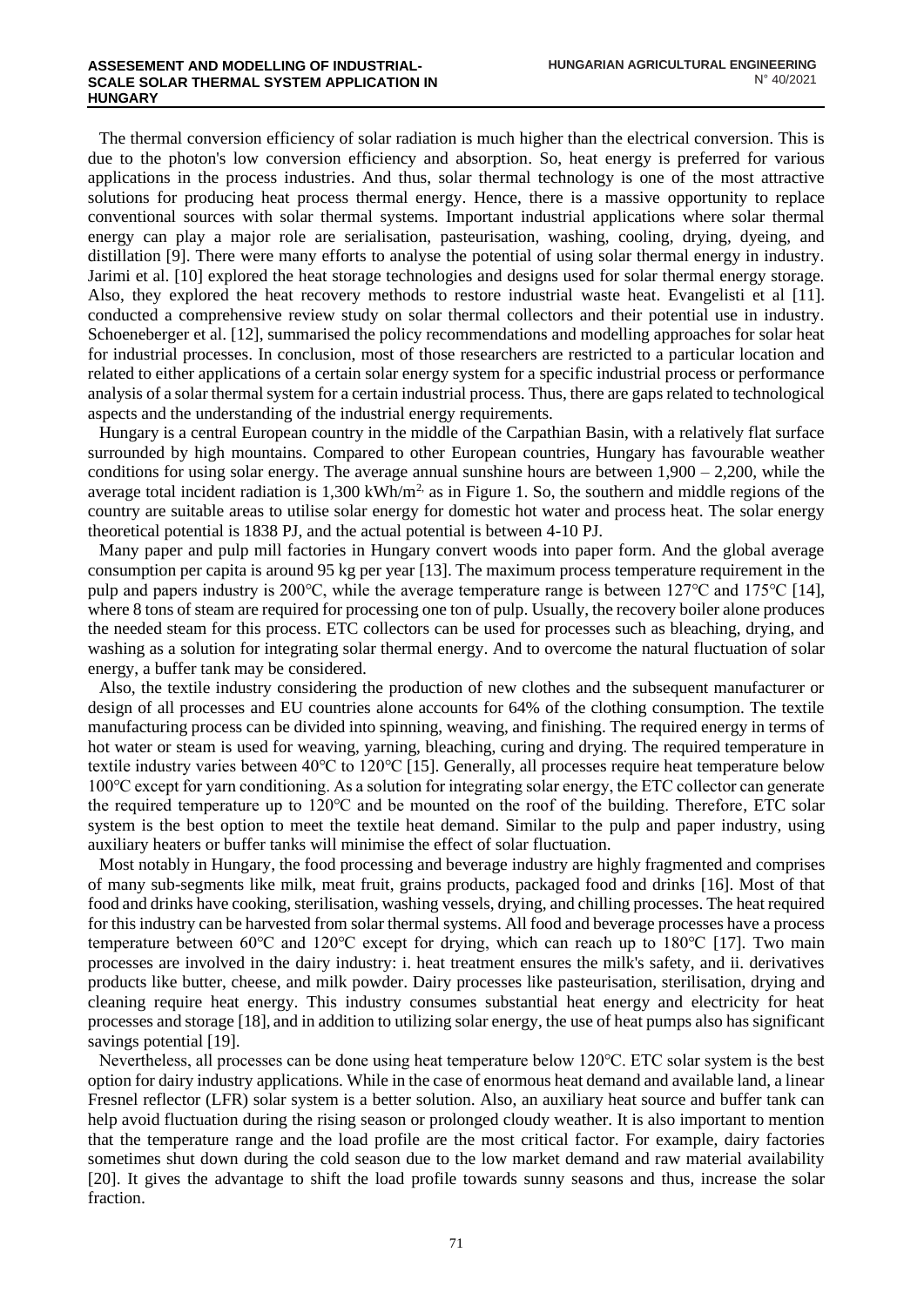The thermal conversion efficiency of solar radiation is much higher than the electrical conversion. This is due to the photon's low conversion efficiency and absorption. So, heat energy is preferred for various applications in the process industries. And thus, solar thermal technology is one of the most attractive solutions for producing heat process thermal energy. Hence, there is a massive opportunity to replace conventional sources with solar thermal systems. Important industrial applications where solar thermal energy can play a major role are serialisation, pasteurisation, washing, cooling, drying, dyeing, and distillation [9]. There were many efforts to analyse the potential of using solar thermal energy in industry. Jarimi et al. [10] explored the heat storage technologies and designs used for solar thermal energy storage. Also, they explored the heat recovery methods to restore industrial waste heat. Evangelisti et al [11]. conducted a comprehensive review study on solar thermal collectors and their potential use in industry. Schoeneberger et al. [12], summarised the policy recommendations and modelling approaches for solar heat for industrial processes. In conclusion, most of those researchers are restricted to a particular location and related to either applications of a certain solar energy system for a specific industrial process or performance analysis of a solar thermal system for a certain industrial process. Thus, there are gaps related to technological aspects and the understanding of the industrial energy requirements.

Hungary is a central European country in the middle of the Carpathian Basin, with a relatively flat surface surrounded by high mountains. Compared to other European countries, Hungary has favourable weather conditions for using solar energy. The average annual sunshine hours are between 1,900 – 2,200, while the average total incident radiation is 1,300 kWh/m$^{2,}$ as in Figure 1. So, the southern and middle regions of the country are suitable areas to utilise solar energy for domestic hot water and process heat. The solar energy theoretical potential is 1838 PJ, and the actual potential is between 4-10 PJ.

Many paper and pulp mill factories in Hungary convert woods into paper form. And the global average consumption per capita is around 95 kg per year [13]. The maximum process temperature requirement in the pulp and papers industry is 200°C, while the average temperature range is between 127°C and 175°C [14], where 8 tons of steam are required for processing one ton of pulp. Usually, the recovery boiler alone produces the needed steam for this process. ETC collectors can be used for processes such as bleaching, drying, and washing as a solution for integrating solar thermal energy. And to overcome the natural fluctuation of solar energy, a buffer tank may be considered.

Also, the textile industry considering the production of new clothes and the subsequent manufacturer or design of all processes and EU countries alone accounts for 64% of the clothing consumption. The textile manufacturing process can be divided into spinning, weaving, and finishing. The required energy in terms of hot water or steam is used for weaving, yarning, bleaching, curing and drying. The required temperature in textile industry varies between 40°C to 120°C [15]. Generally, all processes require heat temperature below 100°C except for yarn conditioning. As a solution for integrating solar energy, the ETC collector can generate the required temperature up to 120°C and be mounted on the roof of the building. Therefore, ETC solar system is the best option to meet the textile heat demand. Similar to the pulp and paper industry, using auxiliary heaters or buffer tanks will minimise the effect of solar fluctuation.

Most notably in Hungary, the food processing and beverage industry are highly fragmented and comprises of many sub-segments like milk, meat fruit, grains products, packaged food and drinks [16]. Most of that food and drinks have cooking, sterilisation, washing vessels, drying, and chilling processes. The heat required for this industry can be harvested from solar thermal systems. All food and beverage processes have a process temperature between 60°C and 120°C except for drying, which can reach up to 180°C [17]. Two main processes are involved in the dairy industry: i. heat treatment ensures the milk's safety, and ii. derivatives products like butter, cheese, and milk powder. Dairy processes like pasteurisation, sterilisation, drying and cleaning require heat energy. This industry consumes substantial heat energy and electricity for heat processes and storage [18], and in addition to utilizing solar energy, the use of heat pumps also has significant savings potential [19].

Nevertheless, all processes can be done using heat temperature below 120°C. ETC solar system is the best option for dairy industry applications. While in the case of enormous heat demand and available land, a linear Fresnel reflector (LFR) solar system is a better solution. Also, an auxiliary heat source and buffer tank can help avoid fluctuation during the rising season or prolonged cloudy weather. It is also important to mention that the temperature range and the load profile are the most critical factor. For example, dairy factories sometimes shut down during the cold season due to the low market demand and raw material availability [20]. It gives the advantage to shift the load profile towards sunny seasons and thus, increase the solar fraction.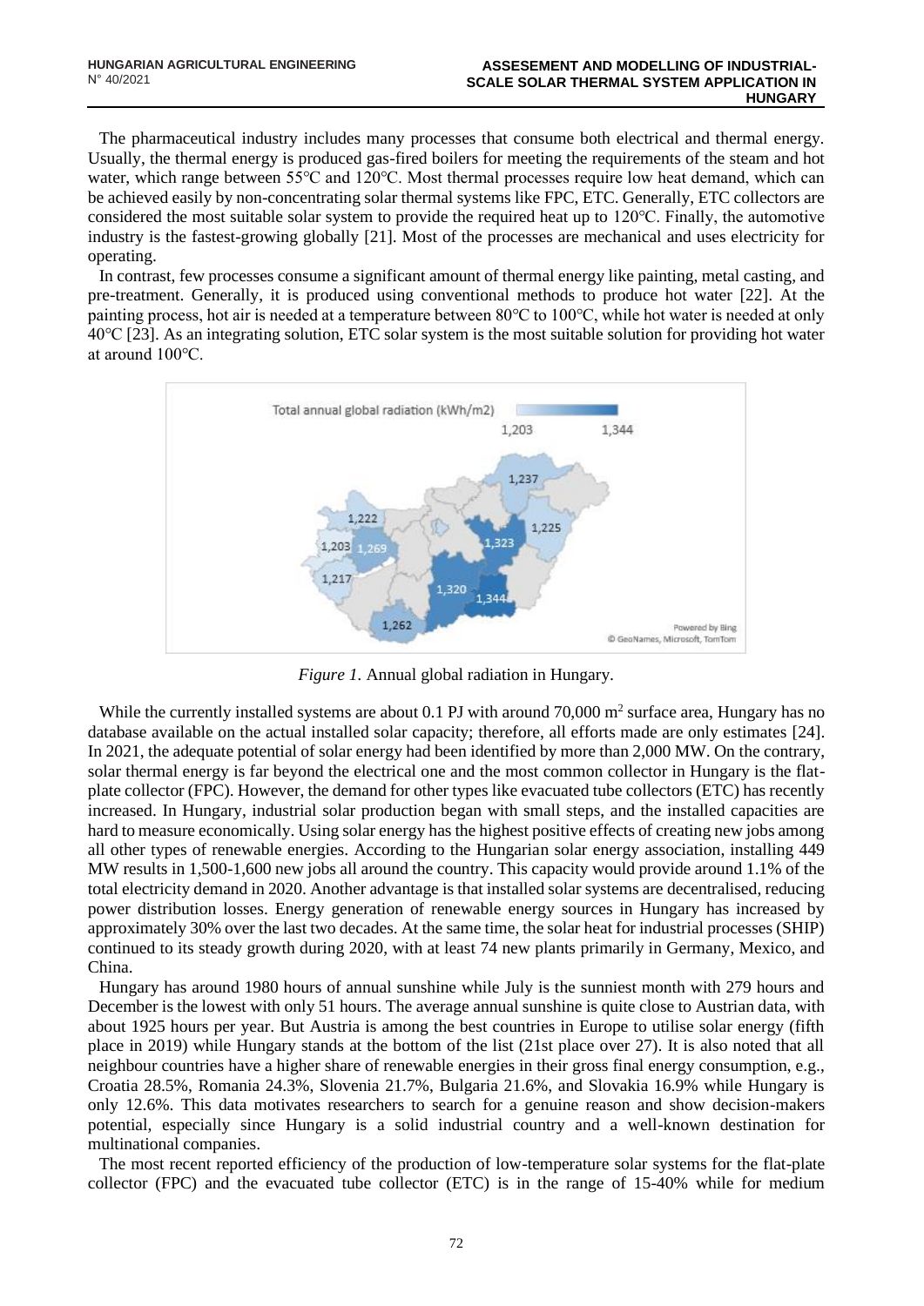The pharmaceutical industry includes many processes that consume both electrical and thermal energy. Usually, the thermal energy is produced gas-fired boilers for meeting the requirements of the steam and hot water, which range between 55℃ and 120℃. Most thermal processes require low heat demand, which can be achieved easily by non-concentrating solar thermal systems like FPC, ETC. Generally, ETC collectors are considered the most suitable solar system to provide the required heat up to 120℃. Finally, the automotive industry is the fastest-growing globally [21]. Most of the processes are mechanical and uses electricity for operating.

In contrast, few processes consume a significant amount of thermal energy like painting, metal casting, and pre-treatment. Generally, it is produced using conventional methods to produce hot water [22]. At the painting process, hot air is needed at a temperature between 80℃ to 100℃, while hot water is needed at only 40℃ [23]. As an integrating solution, ETC solar system is the most suitable solution for providing hot water at around 100℃.

*Figure 1.* Annual global radiation in Hungary.

While the currently installed systems are about 0.1 PJ with around 70,000 m$^2$ surface area, Hungary has no database available on the actual installed solar capacity; therefore, all efforts made are only estimates [24]. In 2021, the adequate potential of solar energy had been identified by more than 2,000 MW. On the contrary, solar thermal energy is far beyond the electrical one and the most common collector in Hungary is the flat-plate collector (FPC). However, the demand for other types like evacuated tube collectors (ETC) has recently increased. In Hungary, industrial solar production began with small steps, and the installed capacities are hard to measure economically. Using solar energy has the highest positive effects of creating new jobs among all other types of renewable energies. According to the Hungarian solar energy association, installing 449 MW results in 1,500-1,600 new jobs all around the country. This capacity would provide around 1.1% of the total electricity demand in 2020. Another advantage is that installed solar systems are decentralised, reducing power distribution losses. Energy generation of renewable energy sources in Hungary has increased by approximately 30% over the last two decades. At the same time, the solar heat for industrial processes (SHIP) continued to its steady growth during 2020, with at least 74 new plants primarily in Germany, Mexico, and China.

Hungary has around 1980 hours of annual sunshine while July is the sunniest month with 279 hours and December is the lowest with only 51 hours. The average annual sunshine is quite close to Austrian data, with about 1925 hours per year. But Austria is among the best countries in Europe to utilise solar energy (fifth place in 2019) while Hungary stands at the bottom of the list (21st place over 27). It is also noted that all neighbour countries have a higher share of renewable energies in their gross final energy consumption, e.g., Croatia 28.5%, Romania 24.3%, Slovenia 21.7%, Bulgaria 21.6%, and Slovakia 16.9% while Hungary is only 12.6%. This data motivates researchers to search for a genuine reason and show decision-makers potential, especially since Hungary is a solid industrial country and a well-known destination for multinational companies.

The most recent reported efficiency of the production of low-temperature solar systems for the flat-plate collector (FPC) and the evacuated tube collector (ETC) is in the range of 15-40% while for medium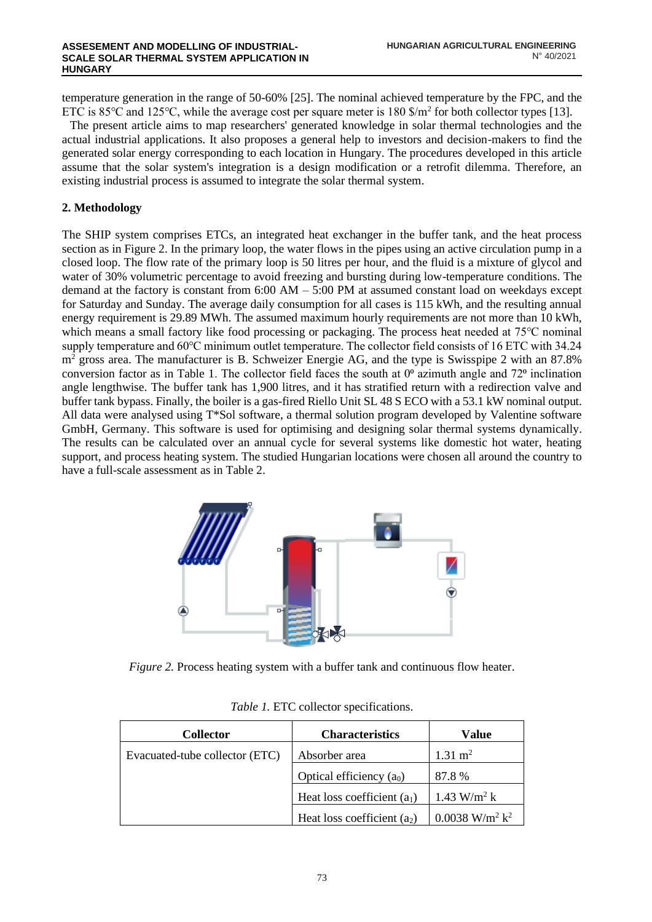temperature generation in the range of 50-60% [25]. The nominal achieved temperature by the FPC, and the ETC is 85°C and 125°C, while the average cost per square meter is 180 $/m$^2$ for both collector types [13].

The present article aims to map researchers' generated knowledge in solar thermal technologies and the actual industrial applications. It also proposes a general help to investors and decision-makers to find the generated solar energy corresponding to each location in Hungary. The procedures developed in this article assume that the solar system's integration is a design modification or a retrofit dilemma. Therefore, an existing industrial process is assumed to integrate the solar thermal system.

## 2. Methodology

The SHIP system comprises ETCs, an integrated heat exchanger in the buffer tank, and the heat process section as in Figure 2. In the primary loop, the water flows in the pipes using an active circulation pump in a closed loop. The flow rate of the primary loop is 50 litres per hour, and the fluid is a mixture of glycol and water of 30% volumetric percentage to avoid freezing and bursting during low-temperature conditions. The demand at the factory is constant from 6:00 AM – 5:00 PM at assumed constant load on weekdays except for Saturday and Sunday. The average daily consumption for all cases is 115 kWh, and the resulting annual energy requirement is 29.89 MWh. The assumed maximum hourly requirements are not more than 10 kWh, which means a small factory like food processing or packaging. The process heat needed at 75°C nominal supply temperature and 60°C minimum outlet temperature. The collector field consists of 16 ETC with 34.24 m$^2$ gross area. The manufacturer is B. Schweizer Energie AG, and the type is Swisspipe 2 with an 87.8% conversion factor as in Table 1. The collector field faces the south at 0º azimuth angle and 72º inclination angle lengthwise. The buffer tank has 1,900 litres, and it has stratified return with a redirection valve and buffer tank bypass. Finally, the boiler is a gas-fired Riello Unit SL 48 S ECO with a 53.1 kW nominal output. All data were analysed using T*Sol software, a thermal solution program developed by Valentine software GmbH, Germany. This software is used for optimising and designing solar thermal systems dynamically. The results can be calculated over an annual cycle for several systems like domestic hot water, heating support, and process heating system. The studied Hungarian locations were chosen all around the country to have a full-scale assessment as in Table 2.

*Figure 2.* Process heating system with a buffer tank and continuous flow heater.

*Table 1.* ETC collector specifications.

| Collector | Characteristics | Value |
|---|---|---|
| Evacuated-tube collector (ETC) | Absorber area | 1.31 m$^2$ |
| | Optical efficiency ($a_0$) | 87.8 % |
| | Heat loss coefficient ($a_1$) | 1.43 W/m$^2$ k |
| | Heat loss coefficient ($a_2$) | 0.0038 W/m$^2$ k$^2$ |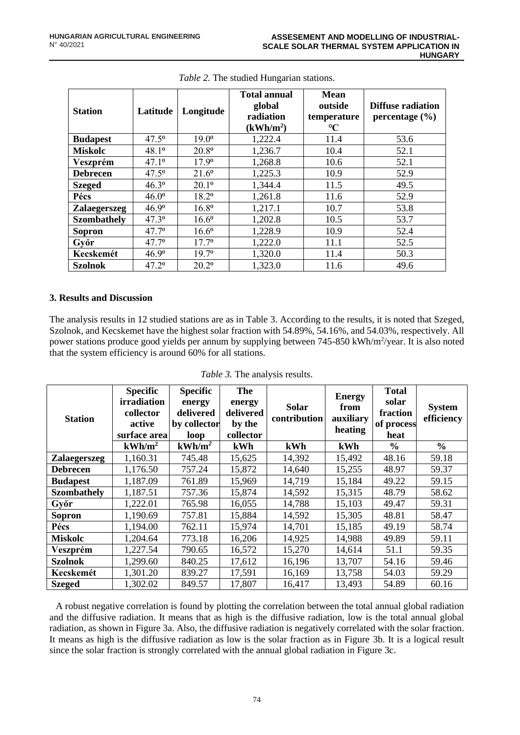*Table 2.* The studied Hungarian stations.

| Station | Latitude | Longitude | Total annual global radiation ($kWh/m^2$) | Mean outside temperature °C | Diffuse radiation percentage (%) |
|---|---|---|---|---|---|
| **Budapest** | 47.5º | 19.0º | 1,222.4 | 11.4 | 53.6 |
| **Miskolc** | 48.1º | 20.8º | 1,236.7 | 10.4 | 52.1 |
| **Veszprém** | 47.1º | 17.9º | 1,268.8 | 10.6 | 52.1 |
| **Debrecen** | 47.5º | 21.6º | 1,225.3 | 10.9 | 52.9 |
| **Szeged** | 46.3º | 20.1º | 1,344.4 | 11.5 | 49.5 |
| **Pécs** | 46.0º | 18.2º | 1,261.8 | 11.6 | 52.9 |
| **Zalaegerszeg** | 46.9º | 16.8º | 1,217.1 | 10.7 | 53.8 |
| **Szombathely** | 47.3º | 16.6º | 1,202.8 | 10.5 | 53.7 |
| **Sopron** | 47.7º | 16.6º | 1,228.9 | 10.9 | 52.4 |
| **Győr** | 47.7º | 17.7º | 1,222.0 | 11.1 | 52.5 |
| **Kecskemét** | 46.9º | 19.7º | 1,320.0 | 11.4 | 50.3 |
| **Szolnok** | 47.2º | 20.2º | 1,323.0 | 11.6 | 49.6 |

### 3. Results and Discussion

The analysis results in 12 studied stations are as in Table 3. According to the results, it is noted that Szeged, Szolnok, and Kecskemet have the highest solar fraction with 54.89%, 54.16%, and 54.03%, respectively. All power stations produce good yields per annum by supplying between 745-850 $kWh/m^2$/year. It is also noted that the system efficiency is around 60% for all stations.

*Table 3.* The analysis results.

| Station | Specific irradiation collector active surface area | Specific energy delivered by collector loop | The energy delivered by the collector | Solar contribution | Energy from auxiliary heating | Total solar fraction of process heat | System efficiency |
|---|---|---|---|---|---|---|---|
| | $kWh/m^2$ | $kWh/m^2$ | kWh | kWh | kWh | % | % |
| **Zalaegerszeg** | 1,160.31 | 745.48 | 15,625 | 14,392 | 15,492 | 48.16 | 59.18 |
| **Debrecen** | 1,176.50 | 757.24 | 15,872 | 14,640 | 15,255 | 48.97 | 59.37 |
| **Budapest** | 1,187.09 | 761.89 | 15,969 | 14,719 | 15,184 | 49.22 | 59.15 |
| **Szombathely** | 1,187.51 | 757.36 | 15,874 | 14,592 | 15,315 | 48.79 | 58.62 |
| **Győr** | 1,222.01 | 765.98 | 16,055 | 14,788 | 15,103 | 49.47 | 59.31 |
| **Sopron** | 1,190.69 | 757.81 | 15,884 | 14,592 | 15,305 | 48.81 | 58.47 |
| **Pécs** | 1,194.00 | 762.11 | 15,974 | 14,701 | 15,185 | 49.19 | 58.74 |
| **Miskolc** | 1,204.64 | 773.18 | 16,206 | 14,925 | 14,988 | 49.89 | 59.11 |
| **Veszprém** | 1,227.54 | 790.65 | 16,572 | 15,270 | 14,614 | 51.1 | 59.35 |
| **Szolnok** | 1,299.60 | 840.25 | 17,612 | 16,196 | 13,707 | 54.16 | 59.46 |
| **Kecskemét** | 1,301.20 | 839.27 | 17,591 | 16,169 | 13,758 | 54.03 | 59.29 |
| **Szeged** | 1,302.02 | 849.57 | 17,807 | 16,417 | 13,493 | 54.89 | 60.16 |

A robust negative correlation is found by plotting the correlation between the total annual global radiation and the diffusive radiation. It means that as high is the diffusive radiation, low is the total annual global radiation, as shown in Figure 3a. Also, the diffusive radiation is negatively correlated with the solar fraction. It means as high is the diffusive radiation as low is the solar fraction as in Figure 3b. It is a logical result since the solar fraction is strongly correlated with the annual global radiation in Figure 3c.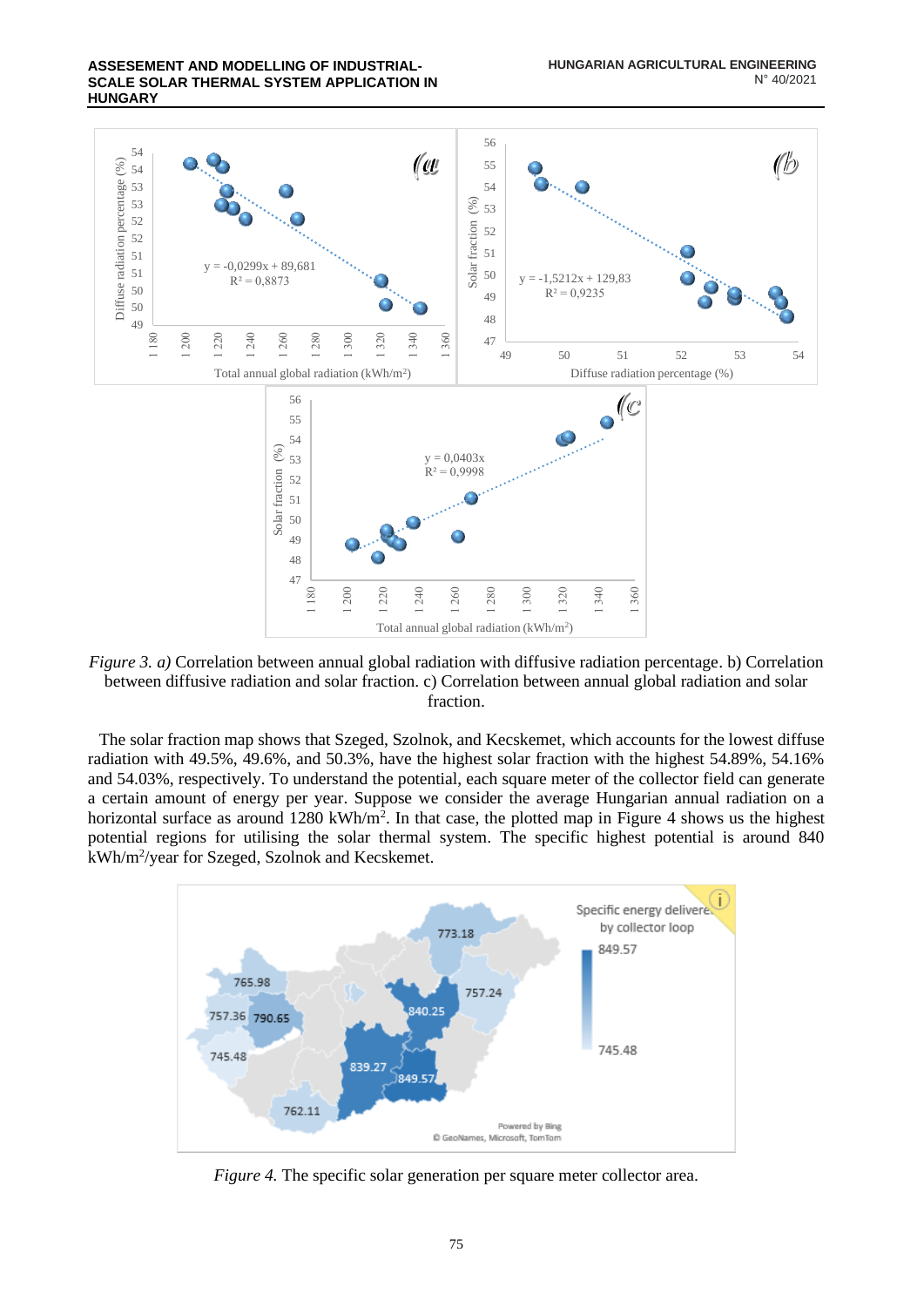*Figure 3. a)* Correlation between annual global radiation with diffusive radiation percentage. b) Correlation between diffusive radiation and solar fraction. c) Correlation between annual global radiation and solar fraction.

The solar fraction map shows that Szeged, Szolnok, and Kecskemet, which accounts for the lowest diffuse radiation with 49.5%, 49.6%, and 50.3%, have the highest solar fraction with the highest 54.89%, 54.16% and 54.03%, respectively. To understand the potential, each square meter of the collector field can generate a certain amount of energy per year. Suppose we consider the average Hungarian annual radiation on a horizontal surface as around 1280 kWh/m$^2$. In that case, the plotted map in Figure 4 shows us the highest potential regions for utilising the solar thermal system. The specific highest potential is around 840 kWh/m$^2$/year for Szeged, Szolnok and Kecskemet.

*Figure 4.* The specific solar generation per square meter collector area.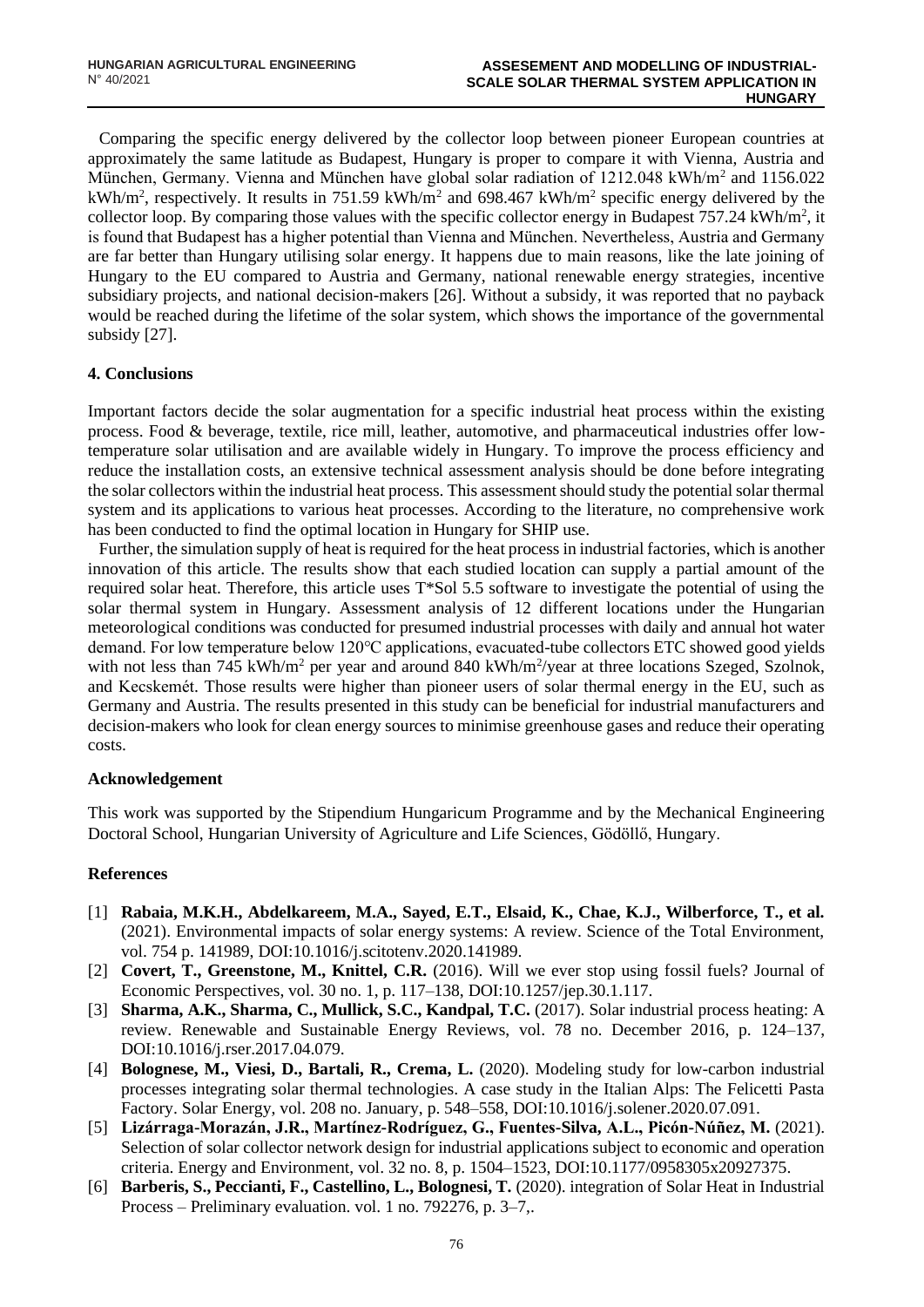Comparing the specific energy delivered by the collector loop between pioneer European countries at approximately the same latitude as Budapest, Hungary is proper to compare it with Vienna, Austria and München, Germany. Vienna and München have global solar radiation of 1212.048 kWh/m$^2$ and 1156.022 kWh/m$^2$, respectively. It results in 751.59 kWh/m$^2$ and 698.467 kWh/m$^2$ specific energy delivered by the collector loop. By comparing those values with the specific collector energy in Budapest 757.24 kWh/m$^2$, it is found that Budapest has a higher potential than Vienna and München. Nevertheless, Austria and Germany are far better than Hungary utilising solar energy. It happens due to main reasons, like the late joining of Hungary to the EU compared to Austria and Germany, national renewable energy strategies, incentive subsidiary projects, and national decision-makers [26]. Without a subsidy, it was reported that no payback would be reached during the lifetime of the solar system, which shows the importance of the governmental subsidy [27].

## 4. Conclusions

Important factors decide the solar augmentation for a specific industrial heat process within the existing process. Food & beverage, textile, rice mill, leather, automotive, and pharmaceutical industries offer low-temperature solar utilisation and are available widely in Hungary. To improve the process efficiency and reduce the installation costs, an extensive technical assessment analysis should be done before integrating the solar collectors within the industrial heat process. This assessment should study the potential solar thermal system and its applications to various heat processes. According to the literature, no comprehensive work has been conducted to find the optimal location in Hungary for SHIP use.

Further, the simulation supply of heat is required for the heat process in industrial factories, which is another innovation of this article. The results show that each studied location can supply a partial amount of the required solar heat. Therefore, this article uses T*Sol 5.5 software to investigate the potential of using the solar thermal system in Hungary. Assessment analysis of 12 different locations under the Hungarian meteorological conditions was conducted for presumed industrial processes with daily and annual hot water demand. For low temperature below 120°C applications, evacuated-tube collectors ETC showed good yields with not less than 745 kWh/m$^2$ per year and around 840 kWh/m$^2$/year at three locations Szeged, Szolnok, and Kecskemét. Those results were higher than pioneer users of solar thermal energy in the EU, such as Germany and Austria. The results presented in this study can be beneficial for industrial manufacturers and decision-makers who look for clean energy sources to minimise greenhouse gases and reduce their operating costs.

### Acknowledgement

This work was supported by the Stipendium Hungaricum Programme and by the Mechanical Engineering Doctoral School, Hungarian University of Agriculture and Life Sciences, Gödöllő, Hungary.

### References

[1] **Rabaia, M.K.H., Abdelkareem, M.A., Sayed, E.T., Elsaid, K., Chae, K.J., Wilberforce, T., et al.** (2021). Environmental impacts of solar energy systems: A review. Science of the Total Environment, vol. 754 p. 141989, DOI:10.1016/j.scitotenv.2020.141989.

[2] **Covert, T., Greenstone, M., Knittel, C.R.** (2016). Will we ever stop using fossil fuels? Journal of Economic Perspectives, vol. 30 no. 1, p. 117–138, DOI:10.1257/jep.30.1.117.

[3] **Sharma, A.K., Sharma, C., Mullick, S.C., Kandpal, T.C.** (2017). Solar industrial process heating: A review. Renewable and Sustainable Energy Reviews, vol. 78 no. December 2016, p. 124–137, DOI:10.1016/j.rser.2017.04.079.

[4] **Bolognese, M., Viesi, D., Bartali, R., Crema, L.** (2020). Modeling study for low-carbon industrial processes integrating solar thermal technologies. A case study in the Italian Alps: The Felicetti Pasta Factory. Solar Energy, vol. 208 no. January, p. 548–558, DOI:10.1016/j.solener.2020.07.091.

[5] **Lizárraga-Morazán, J.R., Martínez-Rodríguez, G., Fuentes-Silva, A.L., Picón-Núñez, M.** (2021). Selection of solar collector network design for industrial applications subject to economic and operation criteria. Energy and Environment, vol. 32 no. 8, p. 1504–1523, DOI:10.1177/0958305x20927375.

[6] **Barberis, S., Peccianti, F., Castellino, L., Bolognesi, T.** (2020). integration of Solar Heat in Industrial Process – Preliminary evaluation. vol. 1 no. 792276, p. 3–7,.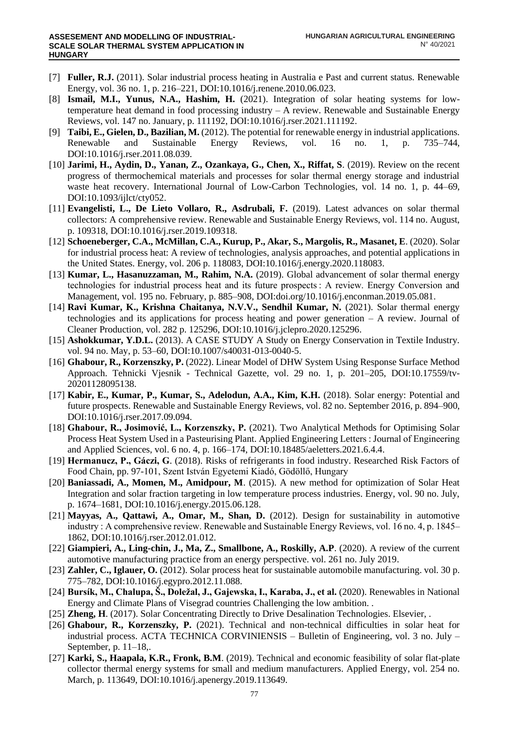[7] **Fuller, R.J.** (2011). Solar industrial process heating in Australia e Past and current status. Renewable Energy, vol. 36 no. 1, p. 216–221, DOI:10.1016/j.renene.2010.06.023.

[8] **Ismail, M.I., Yunus, N.A., Hashim, H.** (2021). Integration of solar heating systems for low-temperature heat demand in food processing industry – A review. Renewable and Sustainable Energy Reviews, vol. 147 no. January, p. 111192, DOI:10.1016/j.rser.2021.111192.

[9] **Taibi, E., Gielen, D., Bazilian, M.** (2012). The potential for renewable energy in industrial applications. Renewable and Sustainable Energy Reviews, vol. 16 no. 1, p. 735–744, DOI:10.1016/j.rser.2011.08.039.

[10] **Jarimi, H., Aydin, D., Yanan, Z., Ozankaya, G., Chen, X., Riffat, S**. (2019). Review on the recent progress of thermochemical materials and processes for solar thermal energy storage and industrial waste heat recovery. International Journal of Low-Carbon Technologies, vol. 14 no. 1, p. 44–69, DOI:10.1093/ijlct/cty052.

[11] **Evangelisti, L., De Lieto Vollaro, R., Asdrubali, F.** (2019). Latest advances on solar thermal collectors: A comprehensive review. Renewable and Sustainable Energy Reviews, vol. 114 no. August, p. 109318, DOI:10.1016/j.rser.2019.109318.

[12] **Schoeneberger, C.A., McMillan, C.A., Kurup, P., Akar, S., Margolis, R., Masanet, E**. (2020). Solar for industrial process heat: A review of technologies, analysis approaches, and potential applications in the United States. Energy, vol. 206 p. 118083, DOI:10.1016/j.energy.2020.118083.

[13] **Kumar, L., Hasanuzzaman, M., Rahim, N.A.** (2019). Global advancement of solar thermal energy technologies for industrial process heat and its future prospects : A review. Energy Conversion and Management, vol. 195 no. February, p. 885–908, DOI:doi.org/10.1016/j.enconman.2019.05.081.

[14] **Ravi Kumar, K., Krishna Chaitanya, N.V.V., Sendhil Kumar, N.** (2021). Solar thermal energy technologies and its applications for process heating and power generation – A review. Journal of Cleaner Production, vol. 282 p. 125296, DOI:10.1016/j.jclepro.2020.125296.

[15] **Ashokkumar, Y.D.L.** (2013). A CASE STUDY A Study on Energy Conservation in Textile Industry. vol. 94 no. May, p. 53–60, DOI:10.1007/s40031-013-0040-5.

[16] **Ghabour, R., Korzenszky, P.** (2022). Linear Model of DHW System Using Response Surface Method Approach. Tehnicki Vjesnik - Technical Gazette, vol. 29 no. 1, p. 201–205, DOI:10.17559/tv-20201128095138.

[17] **Kabir, E., Kumar, P., Kumar, S., Adelodun, A.A., Kim, K.H.** (2018). Solar energy: Potential and future prospects. Renewable and Sustainable Energy Reviews, vol. 82 no. September 2016, p. 894–900, DOI:10.1016/j.rser.2017.09.094.

[18] **Ghabour, R., Josimović, L., Korzenszky, P.** (2021). Two Analytical Methods for Optimising Solar Process Heat System Used in a Pasteurising Plant. Applied Engineering Letters : Journal of Engineering and Applied Sciences, vol. 6 no. 4, p. 166–174, DOI:10.18485/aeletters.2021.6.4.4.

[19] **Hermanucz, P., Gáczi, G**. (2018). Risks of refrigerants in food industry. Researched Risk Factors of Food Chain, pp. 97-101, Szent István Egyetemi Kiadó, Gödöllő, Hungary

[20] **Baniassadi, A., Momen, M., Amidpour, M**. (2015). A new method for optimization of Solar Heat Integration and solar fraction targeting in low temperature process industries. Energy, vol. 90 no. July, p. 1674–1681, DOI:10.1016/j.energy.2015.06.128.

[21] **Mayyas, A., Qattawi, A., Omar, M., Shan, D.** (2012). Design for sustainability in automotive industry : A comprehensive review. Renewable and Sustainable Energy Reviews, vol. 16 no. 4, p. 1845–1862, DOI:10.1016/j.rser.2012.01.012.

[22] **Giampieri, A., Ling-chin, J., Ma, Z., Smallbone, A., Roskilly, A.P**. (2020). A review of the current automotive manufacturing practice from an energy perspective. vol. 261 no. July 2019.

[23] **Zahler, C., Iglauer, O.** (2012). Solar process heat for sustainable automobile manufacturing. vol. 30 p. 775–782, DOI:10.1016/j.egypro.2012.11.088.

[24] **Bursík, M., Chalupa, Š., Doležal, J., Gajewska, I., Karaba, J., et al.** (2020). Renewables in National Energy and Climate Plans of Visegrad countries Challenging the low ambition. .

[25] **Zheng, H**. (2017). Solar Concentrating Directly to Drive Desalination Technologies. Elsevier, .

[26] **Ghabour, R., Korzenszky, P.** (2021). Technical and non-technical difficulties in solar heat for industrial process. ACTA TECHNICA CORVINIENSIS – Bulletin of Engineering, vol. 3 no. July – September, p. 11–18,.

[27] **Karki, S., Haapala, K.R., Fronk, B.M**. (2019). Technical and economic feasibility of solar flat-plate collector thermal energy systems for small and medium manufacturers. Applied Energy, vol. 254 no. March, p. 113649, DOI:10.1016/j.apenergy.2019.113649.